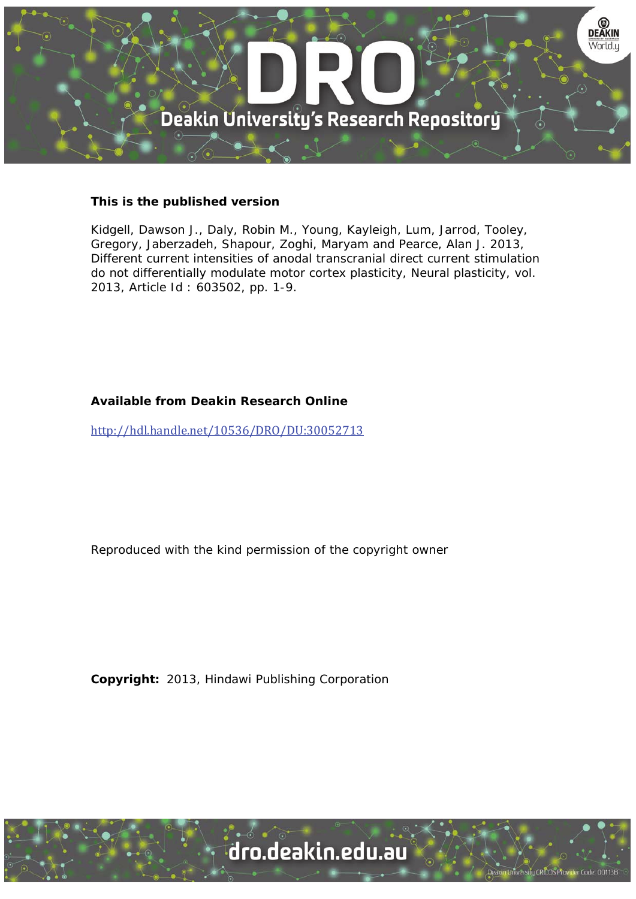**This is the published version**

Kidgell, Dawson J., Daly, Robin M., Young, Kayleigh, Lum, Jarrod, Tooley, Gregory, Jaberzadeh, Shapour, Zoghi, Maryam and Pearce, Alan J. 2013, Different current intensities of anodal transcranial direct current stimulation do not differentially modulate motor cortex plasticity, Neural plasticity, vol. 2013, Article Id : 603502, pp. 1-9.

**Available from Deakin Research Online**

http://hdl.handle.net/10536/DRO/DU:30052713

Reproduced with the kind permission of the copyright owner

**Copyright:** 2013, Hindawi Publishing Corporation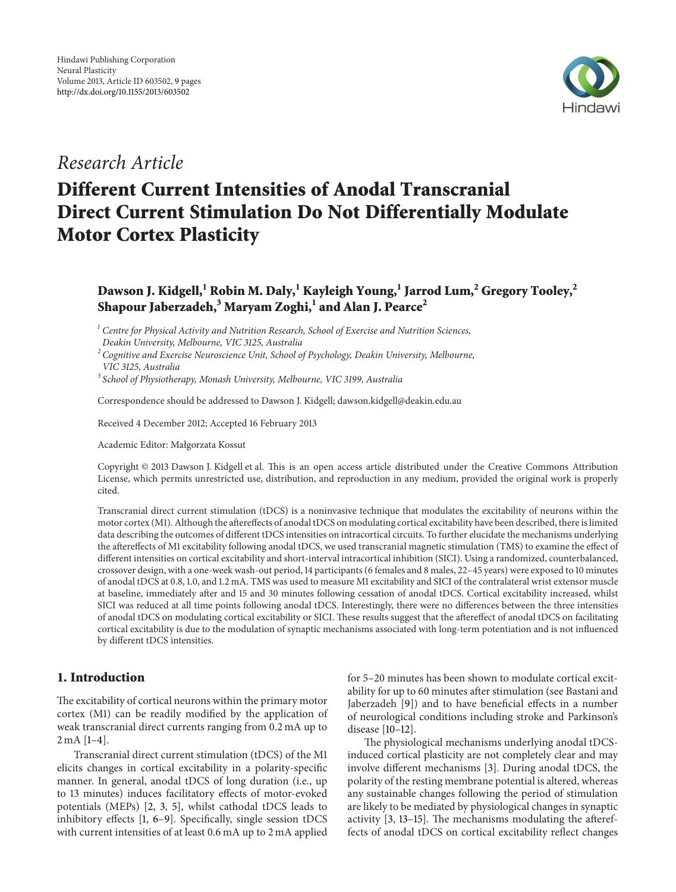Hindawi Publishing Corporation
Neural Plasticity
Volume 2013, Article ID 603502, 9 pages
http://dx.doi.org/10.1155/2013/603502

*Research Article*

# Different Current Intensities of Anodal Transcranial Direct Current Stimulation Do Not Differentially Modulate Motor Cortex Plasticity

**Dawson J. Kidgell,[1] Robin M. Daly,[1] Kayleigh Young,[1] Jarrod Lum,[2] Gregory Tooley,[2] Shapour Jaberzadeh,[3] Maryam Zoghi,[1] and Alan J. Pearce[2]**

[1] *Centre for Physical Activity and Nutrition Research, School of Exercise and Nutrition Sciences, Deakin University, Melbourne, VIC 3125, Australia*
[2] *Cognitive and Exercise Neuroscience Unit, School of Psychology, Deakin University, Melbourne, VIC 3125, Australia*
[3] *School of Physiotherapy, Monash University, Melbourne, VIC 3199, Australia*

Correspondence should be addressed to Dawson J. Kidgell; dawson.kidgell@deakin.edu.au

Received 4 December 2012; Accepted 16 February 2013

Academic Editor: Małgorzata Kossut

Copyright © 2013 Dawson J. Kidgell et al. This is an open access article distributed under the Creative Commons Attribution License, which permits unrestricted use, distribution, and reproduction in any medium, provided the original work is properly cited.

Transcranial direct current stimulation (tDCS) is a noninvasive technique that modulates the excitability of neurons within the motor cortex (M1). Although the aftereffects of anodal tDCS on modulating cortical excitability have been described, there is limited data describing the outcomes of different tDCS intensities on intracortical circuits. To further elucidate the mechanisms underlying the aftereffects of M1 excitability following anodal tDCS, we used transcranial magnetic stimulation (TMS) to examine the effect of different intensities on cortical excitability and short-interval intracortical inhibition (SICI). Using a randomized, counterbalanced, crossover design, with a one-week wash-out period, 14 participants (6 females and 8 males, 22–45 years) were exposed to 10 minutes of anodal tDCS at 0.8, 1.0, and 1.2 mA. TMS was used to measure M1 excitability and SICI of the contralateral wrist extensor muscle at baseline, immediately after and 15 and 30 minutes following cessation of anodal tDCS. Cortical excitability increased, whilst SICI was reduced at all time points following anodal tDCS. Interestingly, there were no differences between the three intensities of anodal tDCS on modulating cortical excitability or SICI. These results suggest that the aftereffect of anodal tDCS on facilitating cortical excitability is due to the modulation of synaptic mechanisms associated with long-term potentiation and is not influenced by different tDCS intensities.

## 1. Introduction

The excitability of cortical neurons within the primary motor cortex (M1) can be readily modified by the application of weak transcranial direct currents ranging from 0.2 mA up to 2 mA [1–4].

Transcranial direct current stimulation (tDCS) of the M1 elicits changes in cortical excitability in a polarity-specific manner. In general, anodal tDCS of long duration (i.e., up to 13 minutes) induces facilitatory effects of motor-evoked potentials (MEPs) [2, 3, 5], whilst cathodal tDCS leads to inhibitory effects [1, 6–9]. Specifically, single session tDCS with current intensities of at least 0.6 mA up to 2 mA applied for 5–20 minutes has been shown to modulate cortical excitability for up to 60 minutes after stimulation (see Bastani and Jaberzadeh [9]) and to have beneficial effects in a number of neurological conditions including stroke and Parkinson's disease [10–12].

The physiological mechanisms underlying anodal tDCS-induced cortical plasticity are not completely clear and may involve different mechanisms [3]. During anodal tDCS, the polarity of the resting membrane potential is altered, whereas any sustainable changes following the period of stimulation are likely to be mediated by physiological changes in synaptic activity [3, 13–15]. The mechanisms modulating the aftereffects of anodal tDCS on cortical excitability reflect changes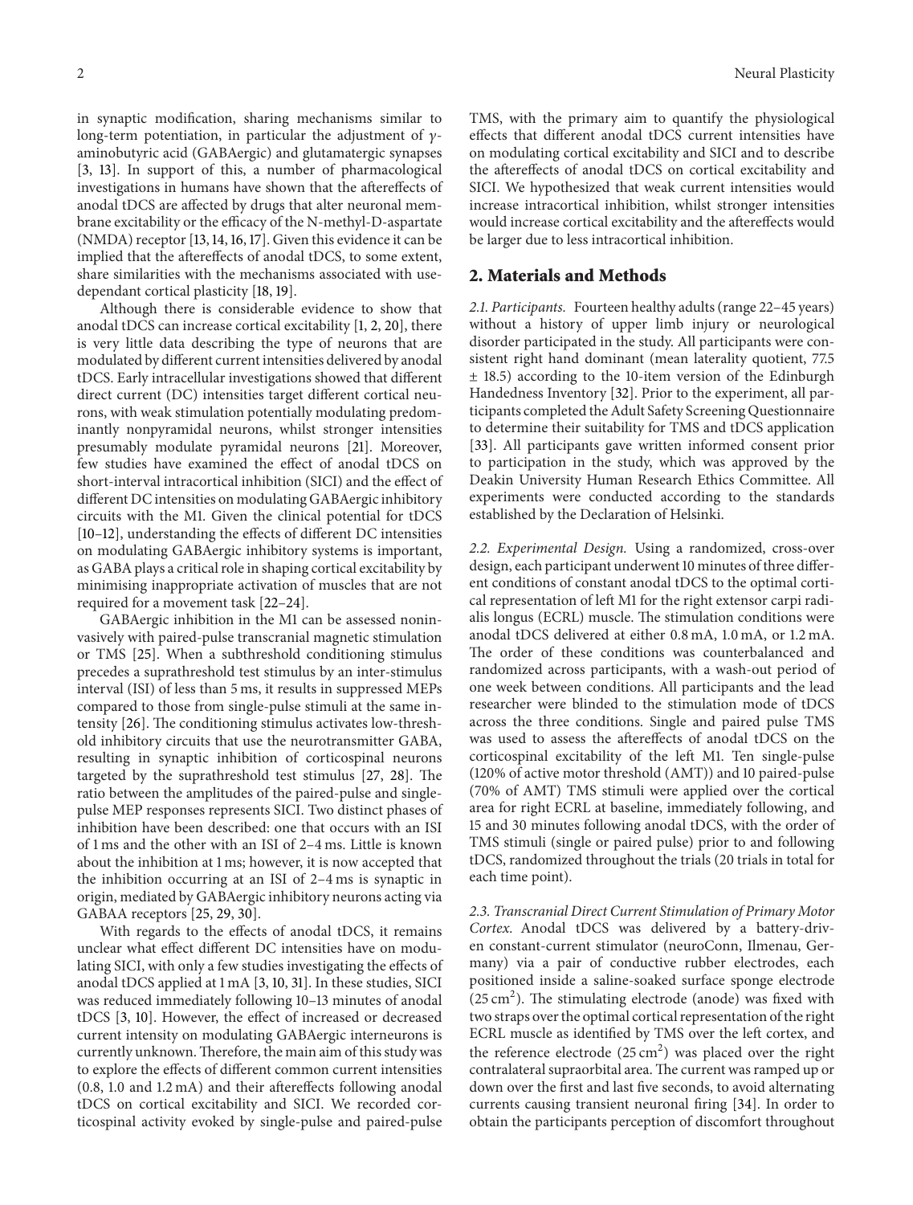in synaptic modification, sharing mechanisms similar to long-term potentiation, in particular the adjustment of $\gamma$-aminobutyric acid (GABAergic) and glutamatergic synapses [3, 13]. In support of this, a number of pharmacological investigations in humans have shown that the aftereffects of anodal tDCS are affected by drugs that alter neuronal membrane excitability or the efficacy of the N-methyl-D-aspartate (NMDA) receptor [13, 14, 16, 17]. Given this evidence it can be implied that the aftereffects of anodal tDCS, to some extent, share similarities with the mechanisms associated with use-dependant cortical plasticity [18, 19].

Although there is considerable evidence to show that anodal tDCS can increase cortical excitability [1, 2, 20], there is very little data describing the type of neurons that are modulated by different current intensities delivered by anodal tDCS. Early intracellular investigations showed that different direct current (DC) intensities target different cortical neurons, with weak stimulation potentially modulating predominantly nonpyramidal neurons, whilst stronger intensities presumably modulate pyramidal neurons [21]. Moreover, few studies have examined the effect of anodal tDCS on short-interval intracortical inhibition (SICI) and the effect of different DC intensities on modulating GABAergic inhibitory circuits with the M1. Given the clinical potential for tDCS [10–12], understanding the effects of different DC intensities on modulating GABAergic inhibitory systems is important, as GABA plays a critical role in shaping cortical excitability by minimising inappropriate activation of muscles that are not required for a movement task [22–24].

GABAergic inhibition in the M1 can be assessed noninvasively with paired-pulse transcranial magnetic stimulation or TMS [25]. When a subthreshold conditioning stimulus precedes a suprathreshold test stimulus by an inter-stimulus interval (ISI) of less than 5 ms, it results in suppressed MEPs compared to those from single-pulse stimuli at the same intensity [26]. The conditioning stimulus activates low-threshold inhibitory circuits that use the neurotransmitter GABA, resulting in synaptic inhibition of corticospinal neurons targeted by the suprathreshold test stimulus [27, 28]. The ratio between the amplitudes of the paired-pulse and single-pulse MEP responses represents SICI. Two distinct phases of inhibition have been described: one that occurs with an ISI of 1 ms and the other with an ISI of 2–4 ms. Little is known about the inhibition at 1 ms; however, it is now accepted that the inhibition occurring at an ISI of 2–4 ms is synaptic in origin, mediated by GABAergic inhibitory neurons acting via GABAA receptors [25, 29, 30].

With regards to the effects of anodal tDCS, it remains unclear what effect different DC intensities have on modulating SICI, with only a few studies investigating the effects of anodal tDCS applied at 1 mA [3, 10, 31]. In these studies, SICI was reduced immediately following 10–13 minutes of anodal tDCS [3, 10]. However, the effect of increased or decreased current intensity on modulating GABAergic interneurons is currently unknown. Therefore, the main aim of this study was to explore the effects of different common current intensities (0.8, 1.0 and 1.2 mA) and their aftereffects following anodal tDCS on cortical excitability and SICI. We recorded corticospinal activity evoked by single-pulse and paired-pulse TMS, with the primary aim to quantify the physiological effects that different anodal tDCS current intensities have on modulating cortical excitability and SICI and to describe the aftereffects of anodal tDCS on cortical excitability and SICI. We hypothesized that weak current intensities would increase intracortical inhibition, whilst stronger intensities would increase cortical excitability and the aftereffects would be larger due to less intracortical inhibition.

## 2. Materials and Methods

*2.1. Participants.* Fourteen healthy adults (range 22–45 years) without a history of upper limb injury or neurological disorder participated in the study. All participants were consistent right hand dominant (mean laterality quotient, 77.5 ± 18.5) according to the 10-item version of the Edinburgh Handedness Inventory [32]. Prior to the experiment, all participants completed the Adult Safety Screening Questionnaire to determine their suitability for TMS and tDCS application [33]. All participants gave written informed consent prior to participation in the study, which was approved by the Deakin University Human Research Ethics Committee. All experiments were conducted according to the standards established by the Declaration of Helsinki.

*2.2. Experimental Design.* Using a randomized, cross-over design, each participant underwent 10 minutes of three different conditions of constant anodal tDCS to the optimal cortical representation of left M1 for the right extensor carpi radialis longus (ECRL) muscle. The stimulation conditions were anodal tDCS delivered at either 0.8 mA, 1.0 mA, or 1.2 mA. The order of these conditions was counterbalanced and randomized across participants, with a wash-out period of one week between conditions. All participants and the lead researcher were blinded to the stimulation mode of tDCS across the three conditions. Single and paired pulse TMS was used to assess the aftereffects of anodal tDCS on the corticospinal excitability of the left M1. Ten single-pulse (120% of active motor threshold (AMT)) and 10 paired-pulse (70% of AMT) TMS stimuli were applied over the cortical area for right ECRL at baseline, immediately following, and 15 and 30 minutes following anodal tDCS, with the order of TMS stimuli (single or paired pulse) prior to and following tDCS, randomized throughout the trials (20 trials in total for each time point).

*2.3. Transcranial Direct Current Stimulation of Primary Motor Cortex.* Anodal tDCS was delivered by a battery-driven constant-current stimulator (neuroConn, Ilmenau, Germany) via a pair of conductive rubber electrodes, each positioned inside a saline-soaked surface sponge electrode ($25\,\text{cm}^2$). The stimulating electrode (anode) was fixed with two straps over the optimal cortical representation of the right ECRL muscle as identified by TMS over the left cortex, and the reference electrode ($25\,\text{cm}^2$) was placed over the right contralateral supraorbital area. The current was ramped up or down over the first and last five seconds, to avoid alternating currents causing transient neuronal firing [34]. In order to obtain the participants perception of discomfort throughout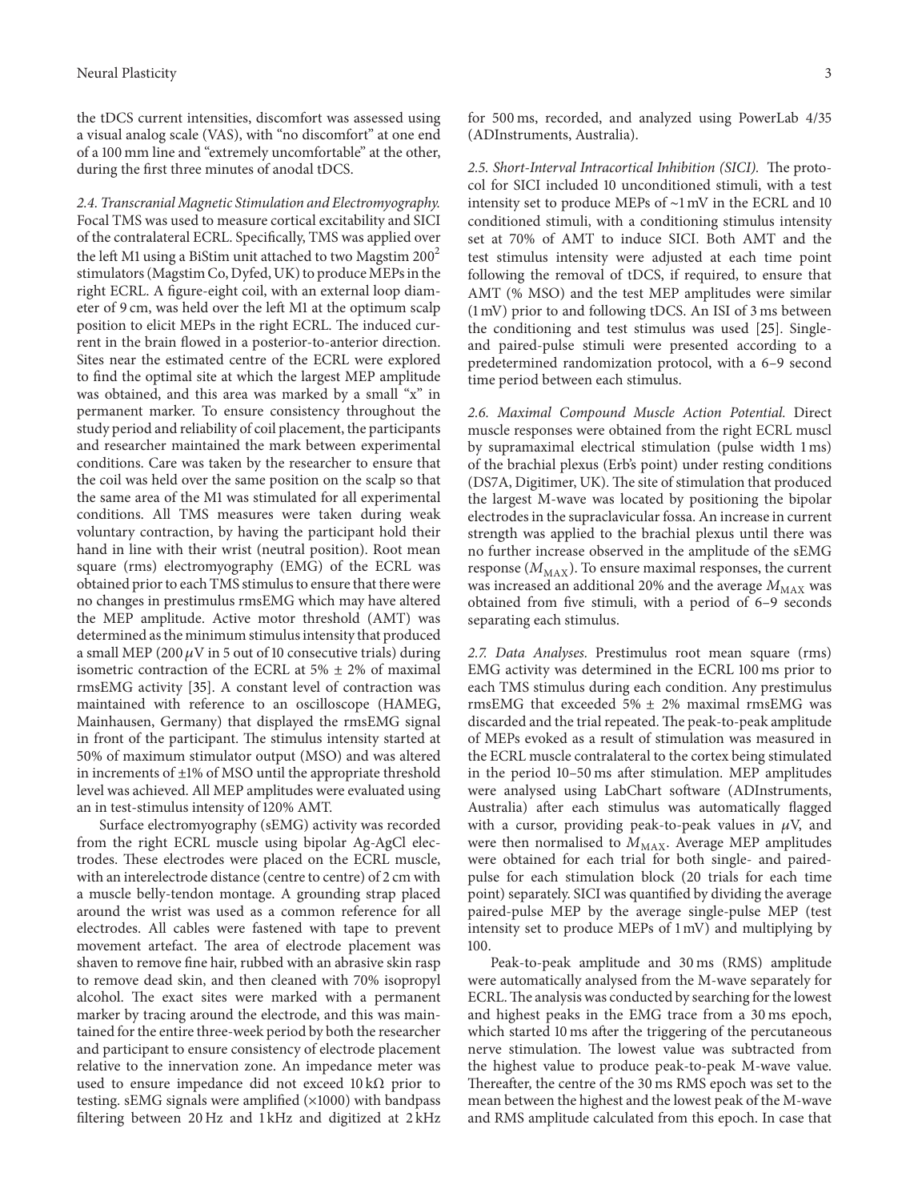the tDCS current intensities, discomfort was assessed using a visual analog scale (VAS), with "no discomfort" at one end of a 100 mm line and "extremely uncomfortable" at the other, during the first three minutes of anodal tDCS.

*2.4. Transcranial Magnetic Stimulation and Electromyography.* Focal TMS was used to measure cortical excitability and SICI of the contralateral ECRL. Specifically, TMS was applied over the left M1 using a BiStim unit attached to two Magstim $200^2$ stimulators (Magstim Co, Dyfed, UK) to produce MEPs in the right ECRL. A figure-eight coil, with an external loop diameter of 9 cm, was held over the left M1 at the optimum scalp position to elicit MEPs in the right ECRL. The induced current in the brain flowed in a posterior-to-anterior direction. Sites near the estimated centre of the ECRL were explored to find the optimal site at which the largest MEP amplitude was obtained, and this area was marked by a small "x" in permanent marker. To ensure consistency throughout the study period and reliability of coil placement, the participants and researcher maintained the mark between experimental conditions. Care was taken by the researcher to ensure that the coil was held over the same position on the scalp so that the same area of the M1 was stimulated for all experimental conditions. All TMS measures were taken during weak voluntary contraction, by having the participant hold their hand in line with their wrist (neutral position). Root mean square (rms) electromyography (EMG) of the ECRL was obtained prior to each TMS stimulus to ensure that there were no changes in prestimulus rmsEMG which may have altered the MEP amplitude. Active motor threshold (AMT) was determined as the minimum stimulus intensity that produced a small MEP (200 $\mu$V in 5 out of 10 consecutive trials) during isometric contraction of the ECRL at 5% $\pm$ 2% of maximal rmsEMG activity [35]. A constant level of contraction was maintained with reference to an oscilloscope (HAMEG, Mainhausen, Germany) that displayed the rmsEMG signal in front of the participant. The stimulus intensity started at 50% of maximum stimulator output (MSO) and was altered in increments of $\pm$1% of MSO until the appropriate threshold level was achieved. All MEP amplitudes were evaluated using an in test-stimulus intensity of 120% AMT.

Surface electromyography (sEMG) activity was recorded from the right ECRL muscle using bipolar Ag-AgCl electrodes. These electrodes were placed on the ECRL muscle, with an interelectrode distance (centre to centre) of 2 cm with a muscle belly-tendon montage. A grounding strap placed around the wrist was used as a common reference for all electrodes. All cables were fastened with tape to prevent movement artefact. The area of electrode placement was shaven to remove fine hair, rubbed with an abrasive skin rasp to remove dead skin, and then cleaned with 70% isopropyl alcohol. The exact sites were marked with a permanent marker by tracing around the electrode, and this was maintained for the entire three-week period by both the researcher and participant to ensure consistency of electrode placement relative to the innervation zone. An impedance meter was used to ensure impedance did not exceed 10 k$\Omega$ prior to testing. sEMG signals were amplified ($\times$1000) with bandpass filtering between 20 Hz and 1 kHz and digitized at 2 kHz for 500 ms, recorded, and analyzed using PowerLab 4/35 (ADInstruments, Australia).

*2.5. Short-Interval Intracortical Inhibition (SICI).* The protocol for SICI included 10 unconditioned stimuli, with a test intensity set to produce MEPs of ~1 mV in the ECRL and 10 conditioned stimuli, with a conditioning stimulus intensity set at 70% of AMT to induce SICI. Both AMT and the test stimulus intensity were adjusted at each time point following the removal of tDCS, if required, to ensure that AMT (% MSO) and the test MEP amplitudes were similar (1 mV) prior to and following tDCS. An ISI of 3 ms between the conditioning and test stimulus was used [25]. Single- and paired-pulse stimuli were presented according to a predetermined randomization protocol, with a 6–9 second time period between each stimulus.

*2.6. Maximal Compound Muscle Action Potential.* Direct muscle responses were obtained from the right ECRL muscl by supramaximal electrical stimulation (pulse width 1 ms) of the brachial plexus (Erb's point) under resting conditions (DS7A, Digitimer, UK). The site of stimulation that produced the largest M-wave was located by positioning the bipolar electrodes in the supraclavicular fossa. An increase in current strength was applied to the brachial plexus until there was no further increase observed in the amplitude of the sEMG response ($M_{MAX}$). To ensure maximal responses, the current was increased an additional 20% and the average $M_{MAX}$ was obtained from five stimuli, with a period of 6–9 seconds separating each stimulus.

*2.7. Data Analyses.* Prestimulus root mean square (rms) EMG activity was determined in the ECRL 100 ms prior to each TMS stimulus during each condition. Any prestimulus rmsEMG that exceeded 5% $\pm$ 2% maximal rmsEMG was discarded and the trial repeated. The peak-to-peak amplitude of MEPs evoked as a result of stimulation was measured in the ECRL muscle contralateral to the cortex being stimulated in the period 10–50 ms after stimulation. MEP amplitudes were analysed using LabChart software (ADInstruments, Australia) after each stimulus was automatically flagged with a cursor, providing peak-to-peak values in $\mu$V, and were then normalised to $M_{MAX}$. Average MEP amplitudes were obtained for each trial for both single- and paired-pulse for each stimulation block (20 trials for each time point) separately. SICI was quantified by dividing the average paired-pulse MEP by the average single-pulse MEP (test intensity set to produce MEPs of 1 mV) and multiplying by 100.

Peak-to-peak amplitude and 30 ms (RMS) amplitude were automatically analysed from the M-wave separately for ECRL. The analysis was conducted by searching for the lowest and highest peaks in the EMG trace from a 30 ms epoch, which started 10 ms after the triggering of the percutaneous nerve stimulation. The lowest value was subtracted from the highest value to produce peak-to-peak M-wave value. Thereafter, the centre of the 30 ms RMS epoch was set to the mean between the highest and the lowest peak of the M-wave and RMS amplitude calculated from this epoch. In case that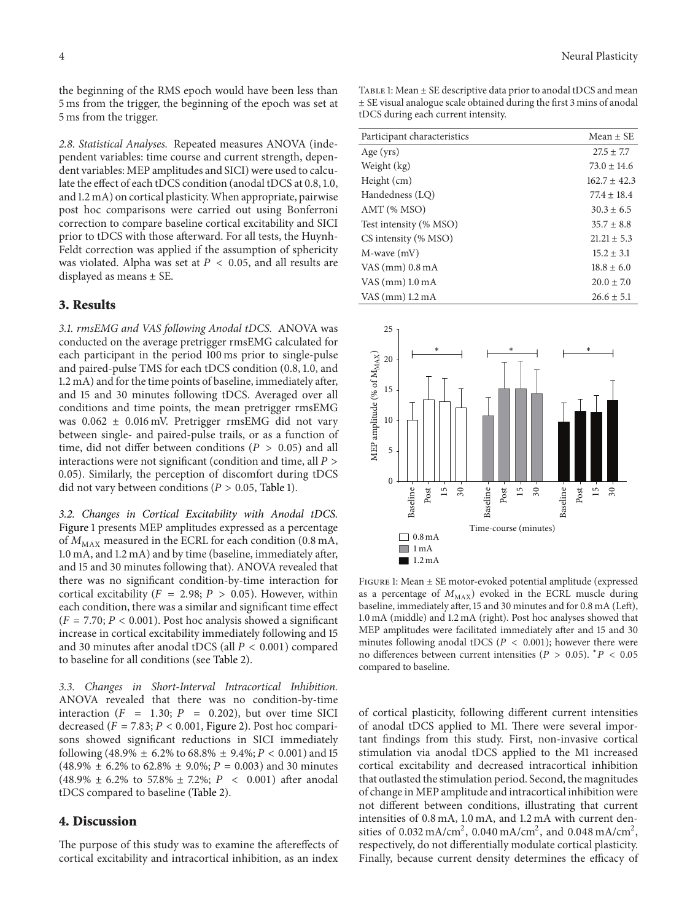the beginning of the RMS epoch would have been less than 5 ms from the trigger, the beginning of the epoch was set at 5 ms from the trigger.

*2.8. Statistical Analyses.* Repeated measures ANOVA (independent variables: time course and current strength, dependent variables: MEP amplitudes and SICI) were used to calculate the effect of each tDCS condition (anodal tDCS at 0.8, 1.0, and 1.2 mA) on cortical plasticity. When appropriate, pairwise post hoc comparisons were carried out using Bonferroni correction to compare baseline cortical excitability and SICI prior to tDCS with those afterward. For all tests, the Huynh-Feldt correction was applied if the assumption of sphericity was violated. Alpha was set at $P < 0.05$, and all results are displayed as means ± SE.

## 3. Results

*3.1. rmsEMG and VAS following Anodal tDCS.* ANOVA was conducted on the average pretrigger rmsEMG calculated for each participant in the period 100 ms prior to single-pulse and paired-pulse TMS for each tDCS condition (0.8, 1.0, and 1.2 mA) and for the time points of baseline, immediately after, and 15 and 30 minutes following tDCS. Averaged over all conditions and time points, the mean pretrigger rmsEMG was 0.062 ± 0.016 mV. Pretrigger rmsEMG did not vary between single- and paired-pulse trails, or as a function of time, did not differ between conditions ($P > 0.05$) and all interactions were not significant (condition and time, all $P > 0.05$). Similarly, the perception of discomfort during tDCS did not vary between conditions ($P > 0.05$, Table 1).

*3.2. Changes in Cortical Excitability with Anodal tDCS.* Figure 1 presents MEP amplitudes expressed as a percentage of $M_{\text{MAX}}$ measured in the ECRL for each condition (0.8 mA, 1.0 mA, and 1.2 mA) and by time (baseline, immediately after, and 15 and 30 minutes following that). ANOVA revealed that there was no significant condition-by-time interaction for cortical excitability ($F = 2.98$; $P > 0.05$). However, within each condition, there was a similar and significant time effect ($F = 7.70$; $P < 0.001$). Post hoc analysis showed a significant increase in cortical excitability immediately following and 15 and 30 minutes after anodal tDCS (all $P < 0.001$) compared to baseline for all conditions (see Table 2).

*3.3. Changes in Short-Interval Intracortical Inhibition.* ANOVA revealed that there was no condition-by-time interaction ($F = 1.30$; $P = 0.202$), but over time SICI decreased ($F = 7.83$; $P < 0.001$, Figure 2). Post hoc comparisons showed significant reductions in SICI immediately following (48.9% ± 6.2% to 68.8% ± 9.4%; $P < 0.001$) and 15 (48.9% ± 6.2% to 62.8% ± 9.0%; $P = 0.003$) and 30 minutes (48.9% ± 6.2% to 57.8% ± 7.2%; $P < 0.001$) after anodal tDCS compared to baseline (Table 2).

## 4. Discussion

The purpose of this study was to examine the aftereffects of cortical excitability and intracortical inhibition, as an index of cortical plasticity, following different current intensities of anodal tDCS applied to M1. There were several important findings from this study. First, non-invasive cortical stimulation via anodal tDCS applied to the M1 increased cortical excitability and decreased intracortical inhibition that outlasted the stimulation period. Second, the magnitudes of change in MEP amplitude and intracortical inhibition were not different between conditions, illustrating that current intensities of 0.8 mA, 1.0 mA, and 1.2 mA with current densities of 0.032 mA/cm$^2$, 0.040 mA/cm$^2$, and 0.048 mA/cm$^2$, respectively, do not differentially modulate cortical plasticity. Finally, because current density determines the efficacy of

Table 1: Mean ± SE descriptive data prior to anodal tDCS and mean ± SE visual analogue scale obtained during the first 3 mins of anodal tDCS during each current intensity.

| Participant characteristics | Mean ± SE |
|---|---|
| Age (yrs) | 27.5 ± 7.7 |
| Weight (kg) | 73.0 ± 14.6 |
| Height (cm) | 162.7 ± 42.3 |
| Handedness (LQ) | 77.4 ± 18.4 |
| AMT (% MSO) | 30.3 ± 6.5 |
| Test intensity (% MSO) | 35.7 ± 8.8 |
| CS intensity (% MSO) | 21.21 ± 5.3 |
| M-wave (mV) | 15.2 ± 3.1 |
| VAS (mm) 0.8 mA | 18.8 ± 6.0 |
| VAS (mm) 1.0 mA | 20.0 ± 7.0 |
| VAS (mm) 1.2 mA | 26.6 ± 5.1 |

Figure 1: Mean ± SE motor-evoked potential amplitude (expressed as a percentage of $M_{\text{MAX}}$) evoked in the ECRL muscle during baseline, immediately after, 15 and 30 minutes and for 0.8 mA (Left), 1.0 mA (middle) and 1.2 mA (right). Post hoc analyses showed that MEP amplitudes were facilitated immediately after and 15 and 30 minutes following anodal tDCS ($P < 0.001$); however there were no differences between current intensities ($P > 0.05$). $^*P < 0.05$ compared to baseline.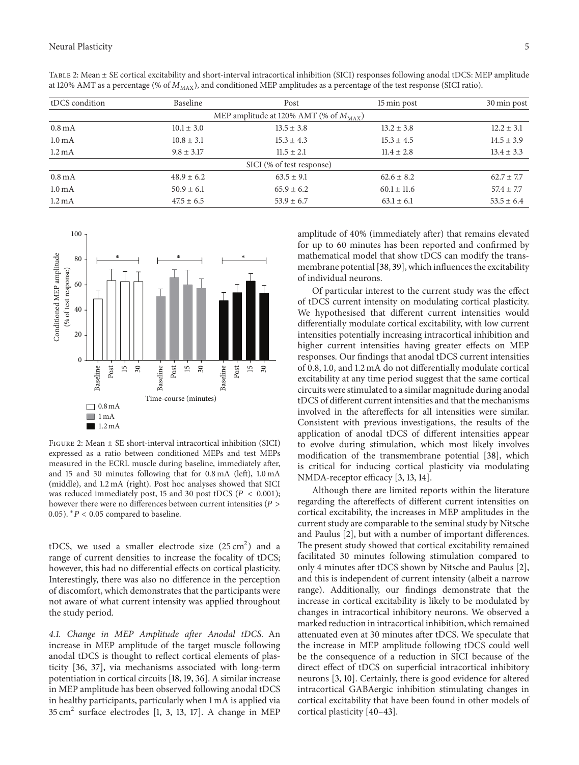Table 2: Mean ± SE cortical excitability and short-interval intracortical inhibition (SICI) responses following anodal tDCS: MEP amplitude at 120% AMT as a percentage (% of $M_{MAX}$), and conditioned MEP amplitudes as a percentage of the test response (SICI ratio).

| tDCS condition | Baseline | Post | 15 min post | 30 min post |
|---|---|---|---|---|
| | | MEP amplitude at 120% AMT (% of $M_{MAX}$) | | |
| 0.8 mA | 10.1 ± 3.0 | 13.5 ± 3.8 | 13.2 ± 3.8 | 12.2 ± 3.1 |
| 1.0 mA | 10.8 ± 3.1 | 15.3 ± 4.3 | 15.3 ± 4.5 | 14.5 ± 3.9 |
| 1.2 mA | 9.8 ± 3.17 | 11.5 ± 2.1 | 11.4 ± 2.8 | 13.4 ± 3.3 |
| | | SICI (% of test response) | | |
| 0.8 mA | 48.9 ± 6.2 | 63.5 ± 9.1 | 62.6 ± 8.2 | 62.7 ± 7.7 |
| 1.0 mA | 50.9 ± 6.1 | 65.9 ± 6.2 | 60.1 ± 11.6 | 57.4 ± 7.7 |
| 1.2 mA | 47.5 ± 6.5 | 53.9 ± 6.7 | 63.1 ± 6.1 | 53.5 ± 6.4 |

Figure 2: Mean ± SE short-interval intracortical inhibition (SICI) expressed as a ratio between conditioned MEPs and test MEPs measured in the ECRL muscle during baseline, immediately after, and 15 and 30 minutes following that for 0.8 mA (left), 1.0 mA (middle), and 1.2 mA (right). Post hoc analyses showed that SICI was reduced immediately post, 15 and 30 post tDCS ($P < 0.001$); however there were no differences between current intensities ($P > 0.05$). * $P < 0.05$ compared to baseline.

tDCS, we used a smaller electrode size (25 cm$^2$) and a range of current densities to increase the focality of tDCS; however, this had no differential effects on cortical plasticity. Interestingly, there was also no difference in the perception of discomfort, which demonstrates that the participants were not aware of what current intensity was applied throughout the study period.

*4.1. Change in MEP Amplitude after Anodal tDCS.* An increase in MEP amplitude of the target muscle following anodal tDCS is thought to reflect cortical elements of plasticity [36, 37], via mechanisms associated with long-term potentiation in cortical circuits [18, 19, 36]. A similar increase in MEP amplitude has been observed following anodal tDCS in healthy participants, particularly when 1 mA is applied via 35 cm$^2$ surface electrodes [1, 3, 13, 17]. A change in MEP amplitude of 40% (immediately after) that remains elevated for up to 60 minutes has been reported and confirmed by mathematical model that show tDCS can modify the transmembrane potential [38, 39], which influences the excitability of individual neurons.

Of particular interest to the current study was the effect of tDCS current intensity on modulating cortical plasticity. We hypothesised that different current intensities would differentially modulate cortical excitability, with low current intensities potentially increasing intracortical inhibition and higher current intensities having greater effects on MEP responses. Our findings that anodal tDCS current intensities of 0.8, 1.0, and 1.2 mA do not differentially modulate cortical excitability at any time period suggest that the same cortical circuits were stimulated to a similar magnitude during anodal tDCS of different current intensities and that the mechanisms involved in the aftereffects for all intensities were similar. Consistent with previous investigations, the results of the application of anodal tDCS of different intensities appear to evolve during stimulation, which most likely involves modification of the transmembrane potential [38], which is critical for inducing cortical plasticity via modulating NMDA-receptor efficacy [3, 13, 14].

Although there are limited reports within the literature regarding the aftereffects of different current intensities on cortical excitability, the increases in MEP amplitudes in the current study are comparable to the seminal study by Nitsche and Paulus [2], but with a number of important differences. The present study showed that cortical excitability remained facilitated 30 minutes following stimulation compared to only 4 minutes after tDCS shown by Nitsche and Paulus [2], and this is independent of current intensity (albeit a narrow range). Additionally, our findings demonstrate that the increase in cortical excitability is likely to be modulated by changes in intracortical inhibitory neurons. We observed a marked reduction in intracortical inhibition, which remained attenuated even at 30 minutes after tDCS. We speculate that the increase in MEP amplitude following tDCS could well be the consequence of a reduction in SICI because of the direct effect of tDCS on superficial intracortical inhibitory neurons [3, 10]. Certainly, there is good evidence for altered intracortical GABAergic inhibition stimulating changes in cortical excitability that have been found in other models of cortical plasticity [40–43].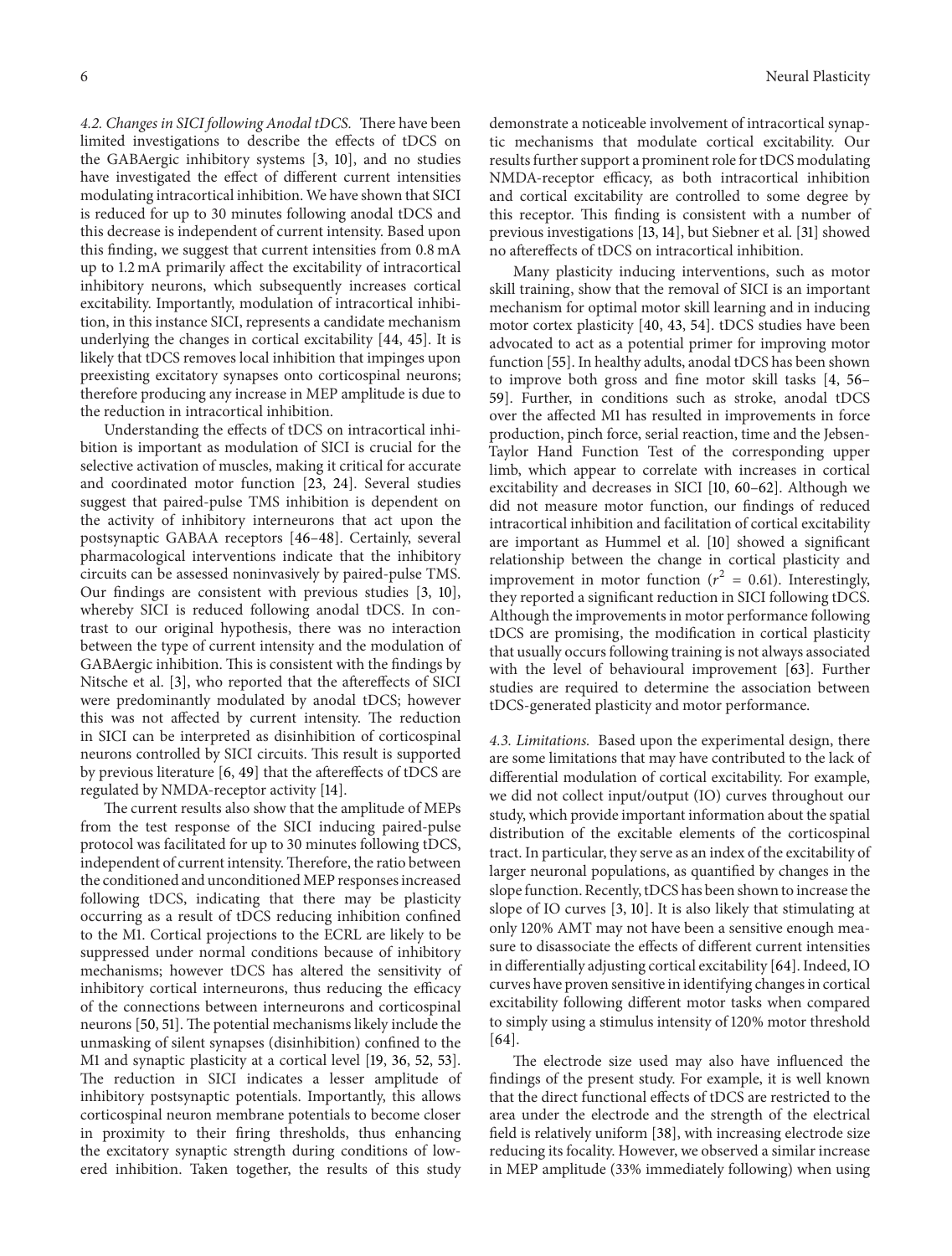*4.2. Changes in SICI following Anodal tDCS.* There have been limited investigations to describe the effects of tDCS on the GABAergic inhibitory systems [3, 10], and no studies have investigated the effect of different current intensities modulating intracortical inhibition. We have shown that SICI is reduced for up to 30 minutes following anodal tDCS and this decrease is independent of current intensity. Based upon this finding, we suggest that current intensities from 0.8 mA up to 1.2 mA primarily affect the excitability of intracortical inhibitory neurons, which subsequently increases cortical excitability. Importantly, modulation of intracortical inhibition, in this instance SICI, represents a candidate mechanism underlying the changes in cortical excitability [44, 45]. It is likely that tDCS removes local inhibition that impinges upon preexisting excitatory synapses onto corticospinal neurons; therefore producing any increase in MEP amplitude is due to the reduction in intracortical inhibition.

Understanding the effects of tDCS on intracortical inhibition is important as modulation of SICI is crucial for the selective activation of muscles, making it critical for accurate and coordinated motor function [23, 24]. Several studies suggest that paired-pulse TMS inhibition is dependent on the activity of inhibitory interneurons that act upon the postsynaptic GABAA receptors [46–48]. Certainly, several pharmacological interventions indicate that the inhibitory circuits can be assessed noninvasively by paired-pulse TMS. Our findings are consistent with previous studies [3, 10], whereby SICI is reduced following anodal tDCS. In contrast to our original hypothesis, there was no interaction between the type of current intensity and the modulation of GABAergic inhibition. This is consistent with the findings by Nitsche et al. [3], who reported that the aftereffects of SICI were predominantly modulated by anodal tDCS; however this was not affected by current intensity. The reduction in SICI can be interpreted as disinhibition of corticospinal neurons controlled by SICI circuits. This result is supported by previous literature [6, 49] that the aftereffects of tDCS are regulated by NMDA-receptor activity [14].

The current results also show that the amplitude of MEPs from the test response of the SICI inducing paired-pulse protocol was facilitated for up to 30 minutes following tDCS, independent of current intensity. Therefore, the ratio between the conditioned and unconditioned MEP responses increased following tDCS, indicating that there may be plasticity occurring as a result of tDCS reducing inhibition confined to the M1. Cortical projections to the ECRL are likely to be suppressed under normal conditions because of inhibitory mechanisms; however tDCS has altered the sensitivity of inhibitory cortical interneurons, thus reducing the efficacy of the connections between interneurons and corticospinal neurons [50, 51]. The potential mechanisms likely include the unmasking of silent synapses (disinhibition) confined to the M1 and synaptic plasticity at a cortical level [19, 36, 52, 53]. The reduction in SICI indicates a lesser amplitude of inhibitory postsynaptic potentials. Importantly, this allows corticospinal neuron membrane potentials to become closer in proximity to their firing thresholds, thus enhancing the excitatory synaptic strength during conditions of lowered inhibition. Taken together, the results of this study demonstrate a noticeable involvement of intracortical synaptic mechanisms that modulate cortical excitability. Our results further support a prominent role for tDCS modulating NMDA-receptor efficacy, as both intracortical inhibition and cortical excitability are controlled to some degree by this receptor. This finding is consistent with a number of previous investigations [13, 14], but Siebner et al. [31] showed no aftereffects of tDCS on intracortical inhibition.

Many plasticity inducing interventions, such as motor skill training, show that the removal of SICI is an important mechanism for optimal motor skill learning and in inducing motor cortex plasticity [40, 43, 54]. tDCS studies have been advocated to act as a potential primer for improving motor function [55]. In healthy adults, anodal tDCS has been shown to improve both gross and fine motor skill tasks [4, 56–59]. Further, in conditions such as stroke, anodal tDCS over the affected M1 has resulted in improvements in force production, pinch force, serial reaction, time and the Jebsen-Taylor Hand Function Test of the corresponding upper limb, which appear to correlate with increases in cortical excitability and decreases in SICI [10, 60–62]. Although we did not measure motor function, our findings of reduced intracortical inhibition and facilitation of cortical excitability are important as Hummel et al. [10] showed a significant relationship between the change in cortical plasticity and improvement in motor function ($r^2 = 0.61$). Interestingly, they reported a significant reduction in SICI following tDCS. Although the improvements in motor performance following tDCS are promising, the modification in cortical plasticity that usually occurs following training is not always associated with the level of behavioural improvement [63]. Further studies are required to determine the association between tDCS-generated plasticity and motor performance.

*4.3. Limitations.* Based upon the experimental design, there are some limitations that may have contributed to the lack of differential modulation of cortical excitability. For example, we did not collect input/output (IO) curves throughout our study, which provide important information about the spatial distribution of the excitable elements of the corticospinal tract. In particular, they serve as an index of the excitability of larger neuronal populations, as quantified by changes in the slope function. Recently, tDCS has been shown to increase the slope of IO curves [3, 10]. It is also likely that stimulating at only 120% AMT may not have been a sensitive enough measure to disassociate the effects of different current intensities in differentially adjusting cortical excitability [64]. Indeed, IO curves have proven sensitive in identifying changes in cortical excitability following different motor tasks when compared to simply using a stimulus intensity of 120% motor threshold [64].

The electrode size used may also have influenced the findings of the present study. For example, it is well known that the direct functional effects of tDCS are restricted to the area under the electrode and the strength of the electrical field is relatively uniform [38], with increasing electrode size reducing its focality. However, we observed a similar increase in MEP amplitude (33% immediately following) when using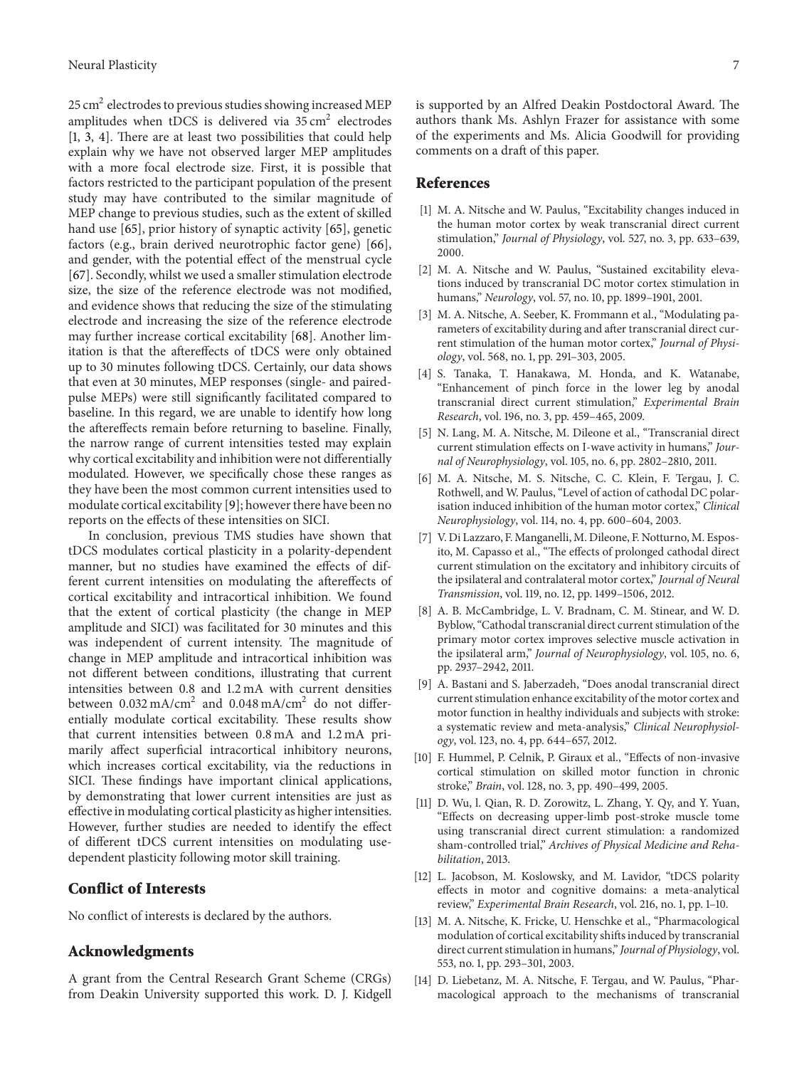$25\ cm^2$ electrodes to previous studies showing increased MEP amplitudes when tDCS is delivered via $35\ cm^2$ electrodes [1, 3, 4]. There are at least two possibilities that could help explain why we have not observed larger MEP amplitudes with a more focal electrode size. First, it is possible that factors restricted to the participant population of the present study may have contributed to the similar magnitude of MEP change to previous studies, such as the extent of skilled hand use [65], prior history of synaptic activity [65], genetic factors (e.g., brain derived neurotrophic factor gene) [66], and gender, with the potential effect of the menstrual cycle [67]. Secondly, whilst we used a smaller stimulation electrode size, the size of the reference electrode was not modified, and evidence shows that reducing the size of the stimulating electrode and increasing the size of the reference electrode may further increase cortical excitability [68]. Another limitation is that the aftereffects of tDCS were only obtained up to 30 minutes following tDCS. Certainly, our data shows that even at 30 minutes, MEP responses (single- and paired-pulse MEPs) were still significantly facilitated compared to baseline. In this regard, we are unable to identify how long the aftereffects remain before returning to baseline. Finally, the narrow range of current intensities tested may explain why cortical excitability and inhibition were not differentially modulated. However, we specifically chose these ranges as they have been the most common current intensities used to modulate cortical excitability [9]; however there have been no reports on the effects of these intensities on SICI.

In conclusion, previous TMS studies have shown that tDCS modulates cortical plasticity in a polarity-dependent manner, but no studies have examined the effects of different current intensities on modulating the aftereffects of cortical excitability and intracortical inhibition. We found that the extent of cortical plasticity (the change in MEP amplitude and SICI) was facilitated for 30 minutes and this was independent of current intensity. The magnitude of change in MEP amplitude and intracortical inhibition was not different between conditions, illustrating that current intensities between 0.8 and 1.2 mA with current densities between $0.032\ mA/cm^2$ and $0.048\ mA/cm^2$ do not differentially modulate cortical excitability. These results show that current intensities between 0.8 mA and 1.2 mA primarily affect superficial intracortical inhibitory neurons, which increases cortical excitability, via the reductions in SICI. These findings have important clinical applications, by demonstrating that lower current intensities are just as effective in modulating cortical plasticity as higher intensities. However, further studies are needed to identify the effect of different tDCS current intensities on modulating use-dependent plasticity following motor skill training.

## Conflict of Interests

No conflict of interests is declared by the authors.

## Acknowledgments

A grant from the Central Research Grant Scheme (CRGs) from Deakin University supported this work. D. J. Kidgell is supported by an Alfred Deakin Postdoctoral Award. The authors thank Ms. Ashlyn Frazer for assistance with some of the experiments and Ms. Alicia Goodwill for providing comments on a draft of this paper.

## References

[1] M. A. Nitsche and W. Paulus, "Excitability changes induced in the human motor cortex by weak transcranial direct current stimulation," *Journal of Physiology*, vol. 527, no. 3, pp. 633–639, 2000.

[2] M. A. Nitsche and W. Paulus, "Sustained excitability elevations induced by transcranial DC motor cortex stimulation in humans," *Neurology*, vol. 57, no. 10, pp. 1899–1901, 2001.

[3] M. A. Nitsche, A. Seeber, K. Frommann et al., "Modulating parameters of excitability during and after transcranial direct current stimulation of the human motor cortex," *Journal of Physiology*, vol. 568, no. 1, pp. 291–303, 2005.

[4] S. Tanaka, T. Hanakawa, M. Honda, and K. Watanabe, "Enhancement of pinch force in the lower leg by anodal transcranial direct current stimulation," *Experimental Brain Research*, vol. 196, no. 3, pp. 459–465, 2009.

[5] N. Lang, M. A. Nitsche, M. Dileone et al., "Transcranial direct current stimulation effects on I-wave activity in humans," *Journal of Neurophysiology*, vol. 105, no. 6, pp. 2802–2810, 2011.

[6] M. A. Nitsche, M. S. Nitsche, C. C. Klein, F. Tergau, J. C. Rothwell, and W. Paulus, "Level of action of cathodal DC polarisation induced inhibition of the human motor cortex," *Clinical Neurophysiology*, vol. 114, no. 4, pp. 600–604, 2003.

[7] V. Di Lazzaro, F. Manganelli, M. Dileone, F. Notturno, M. Esposito, M. Capasso et al., "The effects of prolonged cathodal direct current stimulation on the excitatory and inhibitory circuits of the ipsilateral and contralateral motor cortex," *Journal of Neural Transmission*, vol. 119, no. 12, pp. 1499–1506, 2012.

[8] A. B. McCambridge, L. V. Bradnam, C. M. Stinear, and W. D. Byblow, "Cathodal transcranial direct current stimulation of the primary motor cortex improves selective muscle activation in the ipsilateral arm," *Journal of Neurophysiology*, vol. 105, no. 6, pp. 2937–2942, 2011.

[9] A. Bastani and S. Jaberzadeh, "Does anodal transcranial direct current stimulation enhance excitability of the motor cortex and motor function in healthy individuals and subjects with stroke: a systematic review and meta-analysis," *Clinical Neurophysiology*, vol. 123, no. 4, pp. 644–657, 2012.

[10] F. Hummel, P. Celnik, P. Giraux et al., "Effects of non-invasive cortical stimulation on skilled motor function in chronic stroke," *Brain*, vol. 128, no. 3, pp. 490–499, 2005.

[11] D. Wu, l. Qian, R. D. Zorowitz, L. Zhang, Y. Qy, and Y. Yuan, "Effects on decreasing upper-limb post-stroke muscle tome using transcranial direct current stimulation: a randomized sham-controlled trial," *Archives of Physical Medicine and Rehabilitation*, 2013.

[12] L. Jacobson, M. Koslowsky, and M. Lavidor, "tDCS polarity effects in motor and cognitive domains: a meta-analytical review," *Experimental Brain Research*, vol. 216, no. 1, pp. 1–10.

[13] M. A. Nitsche, K. Fricke, U. Henschke et al., "Pharmacological modulation of cortical excitability shifts induced by transcranial direct current stimulation in humans," *Journal of Physiology*, vol. 553, no. 1, pp. 293–301, 2003.

[14] D. Liebetanz, M. A. Nitsche, F. Tergau, and W. Paulus, "Pharmacological approach to the mechanisms of transcranial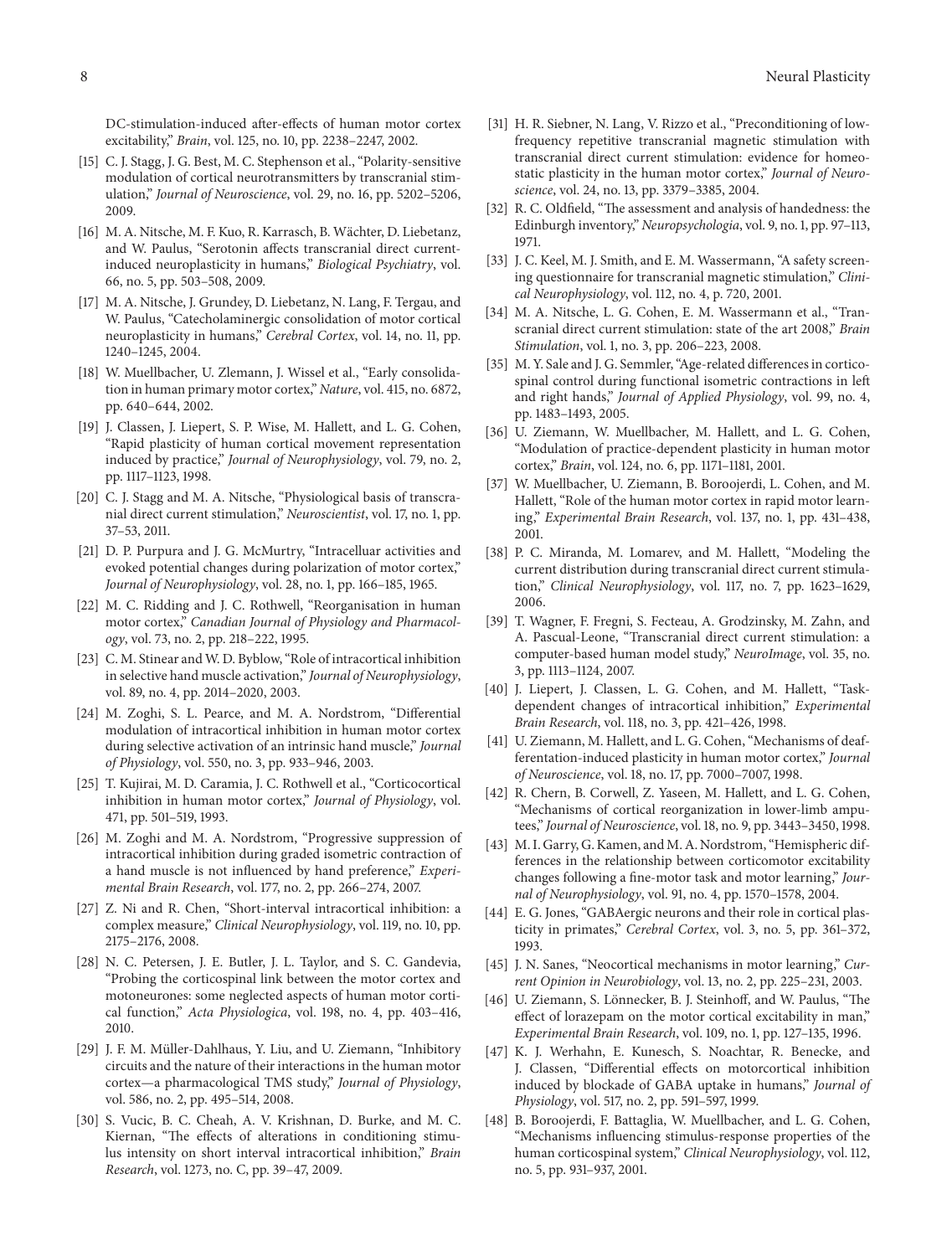DC-stimulation-induced after-effects of human motor cortex excitability," *Brain*, vol. 125, no. 10, pp. 2238–2247, 2002.

[15] C. J. Stagg, J. G. Best, M. C. Stephenson et al., "Polarity-sensitive modulation of cortical neurotransmitters by transcranial stimulation," *Journal of Neuroscience*, vol. 29, no. 16, pp. 5202–5206, 2009.

[16] M. A. Nitsche, M. F. Kuo, R. Karrasch, B. Wächter, D. Liebetanz, and W. Paulus, "Serotonin affects transcranial direct current-induced neuroplasticity in humans," *Biological Psychiatry*, vol. 66, no. 5, pp. 503–508, 2009.

[17] M. A. Nitsche, J. Grundey, D. Liebetanz, N. Lang, F. Tergau, and W. Paulus, "Catecholaminergic consolidation of motor cortical neuroplasticity in humans," *Cerebral Cortex*, vol. 14, no. 11, pp. 1240–1245, 2004.

[18] W. Muellbacher, U. Zlemann, J. Wissel et al., "Early consolidation in human primary motor cortex," *Nature*, vol. 415, no. 6872, pp. 640–644, 2002.

[19] J. Classen, J. Liepert, S. P. Wise, M. Hallett, and L. G. Cohen, "Rapid plasticity of human cortical movement representation induced by practice," *Journal of Neurophysiology*, vol. 79, no. 2, pp. 1117–1123, 1998.

[20] C. J. Stagg and M. A. Nitsche, "Physiological basis of transcranial direct current stimulation," *Neuroscientist*, vol. 17, no. 1, pp. 37–53, 2011.

[21] D. P. Purpura and J. G. McMurtry, "Intracelluar activities and evoked potential changes during polarization of motor cortex," *Journal of Neurophysiology*, vol. 28, no. 1, pp. 166–185, 1965.

[22] M. C. Ridding and J. C. Rothwell, "Reorganisation in human motor cortex," *Canadian Journal of Physiology and Pharmacology*, vol. 73, no. 2, pp. 218–222, 1995.

[23] C. M. Stinear and W. D. Byblow, "Role of intracortical inhibition in selective hand muscle activation," *Journal of Neurophysiology*, vol. 89, no. 4, pp. 2014–2020, 2003.

[24] M. Zoghi, S. L. Pearce, and M. A. Nordstrom, "Differential modulation of intracortical inhibition in human motor cortex during selective activation of an intrinsic hand muscle," *Journal of Physiology*, vol. 550, no. 3, pp. 933–946, 2003.

[25] T. Kujirai, M. D. Caramia, J. C. Rothwell et al., "Corticocortical inhibition in human motor cortex," *Journal of Physiology*, vol. 471, pp. 501–519, 1993.

[26] M. Zoghi and M. A. Nordstrom, "Progressive suppression of intracortical inhibition during graded isometric contraction of a hand muscle is not influenced by hand preference," *Experimental Brain Research*, vol. 177, no. 2, pp. 266–274, 2007.

[27] Z. Ni and R. Chen, "Short-interval intracortical inhibition: a complex measure," *Clinical Neurophysiology*, vol. 119, no. 10, pp. 2175–2176, 2008.

[28] N. C. Petersen, J. E. Butler, J. L. Taylor, and S. C. Gandevia, "Probing the corticospinal link between the motor cortex and motoneurones: some neglected aspects of human motor cortical function," *Acta Physiologica*, vol. 198, no. 4, pp. 403–416, 2010.

[29] J. F. M. Müller-Dahlhaus, Y. Liu, and U. Ziemann, "Inhibitory circuits and the nature of their interactions in the human motor cortex—a pharmacological TMS study," *Journal of Physiology*, vol. 586, no. 2, pp. 495–514, 2008.

[30] S. Vucic, B. C. Cheah, A. V. Krishnan, D. Burke, and M. C. Kiernan, "The effects of alterations in conditioning stimulus intensity on short interval intracortical inhibition," *Brain Research*, vol. 1273, no. C, pp. 39–47, 2009.

[31] H. R. Siebner, N. Lang, V. Rizzo et al., "Preconditioning of low-frequency repetitive transcranial magnetic stimulation with transcranial direct current stimulation: evidence for homeostatic plasticity in the human motor cortex," *Journal of Neuroscience*, vol. 24, no. 13, pp. 3379–3385, 2004.

[32] R. C. Oldfield, "The assessment and analysis of handedness: the Edinburgh inventory," *Neuropsychologia*, vol. 9, no. 1, pp. 97–113, 1971.

[33] J. C. Keel, M. J. Smith, and E. M. Wassermann, "A safety screening questionnaire for transcranial magnetic stimulation," *Clinical Neurophysiology*, vol. 112, no. 4, p. 720, 2001.

[34] M. A. Nitsche, L. G. Cohen, E. M. Wassermann et al., "Transcranial direct current stimulation: state of the art 2008," *Brain Stimulation*, vol. 1, no. 3, pp. 206–223, 2008.

[35] M. Y. Sale and J. G. Semmler, "Age-related differences in corticospinal control during functional isometric contractions in left and right hands," *Journal of Applied Physiology*, vol. 99, no. 4, pp. 1483–1493, 2005.

[36] U. Ziemann, W. Muellbacher, M. Hallett, and L. G. Cohen, "Modulation of practice-dependent plasticity in human motor cortex," *Brain*, vol. 124, no. 6, pp. 1171–1181, 2001.

[37] W. Muellbacher, U. Ziemann, B. Boroojerdi, L. Cohen, and M. Hallett, "Role of the human motor cortex in rapid motor learning," *Experimental Brain Research*, vol. 137, no. 1, pp. 431–438, 2001.

[38] P. C. Miranda, M. Lomarev, and M. Hallett, "Modeling the current distribution during transcranial direct current stimulation," *Clinical Neurophysiology*, vol. 117, no. 7, pp. 1623–1629, 2006.

[39] T. Wagner, F. Fregni, S. Fecteau, A. Grodzinsky, M. Zahn, and A. Pascual-Leone, "Transcranial direct current stimulation: a computer-based human model study," *NeuroImage*, vol. 35, no. 3, pp. 1113–1124, 2007.

[40] J. Liepert, J. Classen, L. G. Cohen, and M. Hallett, "Task-dependent changes of intracortical inhibition," *Experimental Brain Research*, vol. 118, no. 3, pp. 421–426, 1998.

[41] U. Ziemann, M. Hallett, and L. G. Cohen, "Mechanisms of deafferentation-induced plasticity in human motor cortex," *Journal of Neuroscience*, vol. 18, no. 17, pp. 7000–7007, 1998.

[42] R. Chern, B. Corwell, Z. Yaseen, M. Hallett, and L. G. Cohen, "Mechanisms of cortical reorganization in lower-limb amputees," *Journal of Neuroscience*, vol. 18, no. 9, pp. 3443–3450, 1998.

[43] M. I. Garry, G. Kamen, and M. A. Nordstrom, "Hemispheric differences in the relationship between corticomotor excitability changes following a fine-motor task and motor learning," *Journal of Neurophysiology*, vol. 91, no. 4, pp. 1570–1578, 2004.

[44] E. G. Jones, "GABAergic neurons and their role in cortical plasticity in primates," *Cerebral Cortex*, vol. 3, no. 5, pp. 361–372, 1993.

[45] J. N. Sanes, "Neocortical mechanisms in motor learning," *Current Opinion in Neurobiology*, vol. 13, no. 2, pp. 225–231, 2003.

[46] U. Ziemann, S. Lönnecker, B. J. Steinhoff, and W. Paulus, "The effect of lorazepam on the motor cortical excitability in man," *Experimental Brain Research*, vol. 109, no. 1, pp. 127–135, 1996.

[47] K. J. Werhahn, E. Kunesch, S. Noachtar, R. Benecke, and J. Classen, "Differential effects on motorcortical inhibition induced by blockade of GABA uptake in humans," *Journal of Physiology*, vol. 517, no. 2, pp. 591–597, 1999.

[48] B. Boroojerdi, F. Battaglia, W. Muellbacher, and L. G. Cohen, "Mechanisms influencing stimulus-response properties of the human corticospinal system," *Clinical Neurophysiology*, vol. 112, no. 5, pp. 931–937, 2001.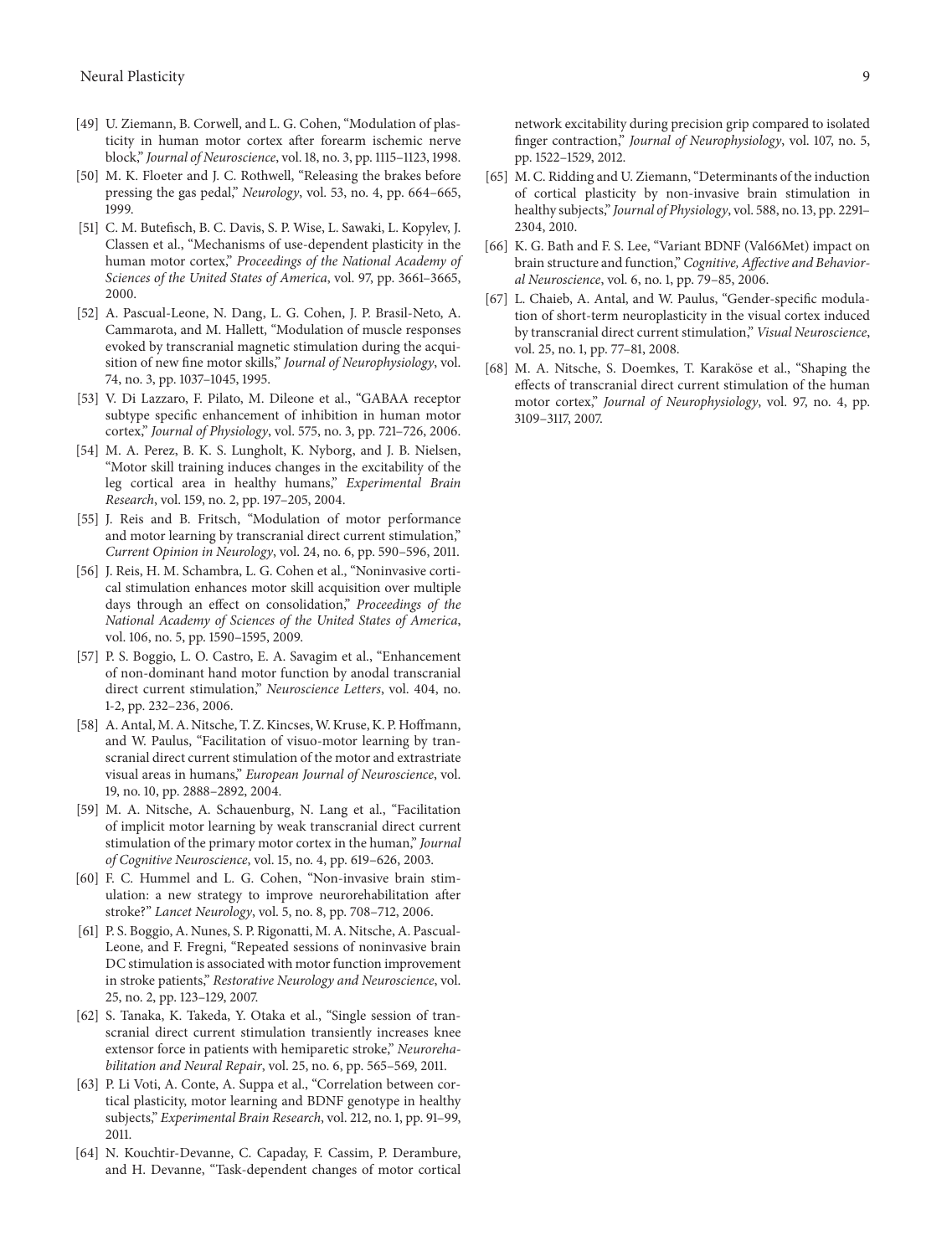[49] U. Ziemann, B. Corwell, and L. G. Cohen, "Modulation of plasticity in human motor cortex after forearm ischemic nerve block," *Journal of Neuroscience*, vol. 18, no. 3, pp. 1115–1123, 1998.

[50] M. K. Floeter and J. C. Rothwell, "Releasing the brakes before pressing the gas pedal," *Neurology*, vol. 53, no. 4, pp. 664–665, 1999.

[51] C. M. Butefisch, B. C. Davis, S. P. Wise, L. Sawaki, L. Kopylev, J. Classen et al., "Mechanisms of use-dependent plasticity in the human motor cortex," *Proceedings of the National Academy of Sciences of the United States of America*, vol. 97, pp. 3661–3665, 2000.

[52] A. Pascual-Leone, N. Dang, L. G. Cohen, J. P. Brasil-Neto, A. Cammarota, and M. Hallett, "Modulation of muscle responses evoked by transcranial magnetic stimulation during the acquisition of new fine motor skills," *Journal of Neurophysiology*, vol. 74, no. 3, pp. 1037–1045, 1995.

[53] V. Di Lazzaro, F. Pilato, M. Dileone et al., "GABAA receptor subtype specific enhancement of inhibition in human motor cortex," *Journal of Physiology*, vol. 575, no. 3, pp. 721–726, 2006.

[54] M. A. Perez, B. K. S. Lungholt, K. Nyborg, and J. B. Nielsen, "Motor skill training induces changes in the excitability of the leg cortical area in healthy humans," *Experimental Brain Research*, vol. 159, no. 2, pp. 197–205, 2004.

[55] J. Reis and B. Fritsch, "Modulation of motor performance and motor learning by transcranial direct current stimulation," *Current Opinion in Neurology*, vol. 24, no. 6, pp. 590–596, 2011.

[56] J. Reis, H. M. Schambra, L. G. Cohen et al., "Noninvasive cortical stimulation enhances motor skill acquisition over multiple days through an effect on consolidation," *Proceedings of the National Academy of Sciences of the United States of America*, vol. 106, no. 5, pp. 1590–1595, 2009.

[57] P. S. Boggio, L. O. Castro, E. A. Savagim et al., "Enhancement of non-dominant hand motor function by anodal transcranial direct current stimulation," *Neuroscience Letters*, vol. 404, no. 1-2, pp. 232–236, 2006.

[58] A. Antal, M. A. Nitsche, T. Z. Kincses, W. Kruse, K. P. Hoffmann, and W. Paulus, "Facilitation of visuo-motor learning by transcranial direct current stimulation of the motor and extrastriate visual areas in humans," *European Journal of Neuroscience*, vol. 19, no. 10, pp. 2888–2892, 2004.

[59] M. A. Nitsche, A. Schauenburg, N. Lang et al., "Facilitation of implicit motor learning by weak transcranial direct current stimulation of the primary motor cortex in the human," *Journal of Cognitive Neuroscience*, vol. 15, no. 4, pp. 619–626, 2003.

[60] F. C. Hummel and L. G. Cohen, "Non-invasive brain stimulation: a new strategy to improve neurorehabilitation after stroke?" *Lancet Neurology*, vol. 5, no. 8, pp. 708–712, 2006.

[61] P. S. Boggio, A. Nunes, S. P. Rigonatti, M. A. Nitsche, A. Pascual-Leone, and F. Fregni, "Repeated sessions of noninvasive brain DC stimulation is associated with motor function improvement in stroke patients," *Restorative Neurology and Neuroscience*, vol. 25, no. 2, pp. 123–129, 2007.

[62] S. Tanaka, K. Takeda, Y. Otaka et al., "Single session of transcranial direct current stimulation transiently increases knee extensor force in patients with hemiparetic stroke," *Neurorehabilitation and Neural Repair*, vol. 25, no. 6, pp. 565–569, 2011.

[63] P. Li Voti, A. Conte, A. Suppa et al., "Correlation between cortical plasticity, motor learning and BDNF genotype in healthy subjects," *Experimental Brain Research*, vol. 212, no. 1, pp. 91–99, 2011.

[64] N. Kouchtir-Devanne, C. Capaday, F. Cassim, P. Derambure, and H. Devanne, "Task-dependent changes of motor cortical network excitability during precision grip compared to isolated finger contraction," *Journal of Neurophysiology*, vol. 107, no. 5, pp. 1522–1529, 2012.

[65] M. C. Ridding and U. Ziemann, "Determinants of the induction of cortical plasticity by non-invasive brain stimulation in healthy subjects," *Journal of Physiology*, vol. 588, no. 13, pp. 2291–2304, 2010.

[66] K. G. Bath and F. S. Lee, "Variant BDNF (Val66Met) impact on brain structure and function," *Cognitive, Affective and Behavioral Neuroscience*, vol. 6, no. 1, pp. 79–85, 2006.

[67] L. Chaieb, A. Antal, and W. Paulus, "Gender-specific modulation of short-term neuroplasticity in the visual cortex induced by transcranial direct current stimulation," *Visual Neuroscience*, vol. 25, no. 1, pp. 77–81, 2008.

[68] M. A. Nitsche, S. Doemkes, T. Karaköse et al., "Shaping the effects of transcranial direct current stimulation of the human motor cortex," *Journal of Neurophysiology*, vol. 97, no. 4, pp. 3109–3117, 2007.